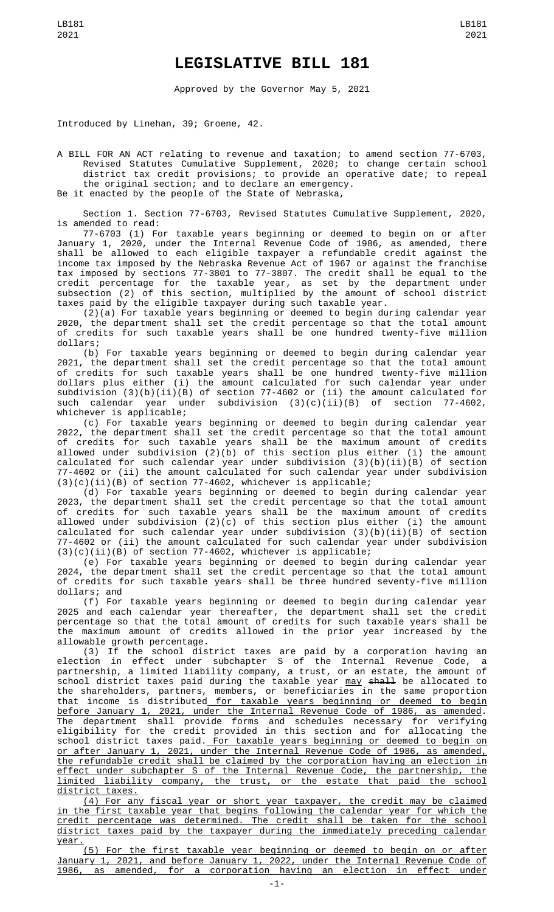# LEGISLATIVE BILL 181

Approved by the Governor May 5, 2021

Introduced by Linehan, 39; Groene, 42.

A BILL FOR AN ACT relating to revenue and taxation; to amend section 77-6703, Revised Statutes Cumulative Supplement, 2020; to change certain school district tax credit provisions; to provide an operative date; to repeal the original section; and to declare an emergency.

Be it enacted by the people of the State of Nebraska,

Section 1. Section 77-6703, Revised Statutes Cumulative Supplement, 2020, is amended to read:

77-6703 (1) For taxable years beginning or deemed to begin on or after January 1, 2020, under the Internal Revenue Code of 1986, as amended, there shall be allowed to each eligible taxpayer a refundable credit against the income tax imposed by the Nebraska Revenue Act of 1967 or against the franchise tax imposed by sections 77-3801 to 77-3807. The credit shall be equal to the credit percentage for the taxable year, as set by the department under subsection (2) of this section, multiplied by the amount of school district taxes paid by the eligible taxpayer during such taxable year.

(2)(a) For taxable years beginning or deemed to begin during calendar year 2020, the department shall set the credit percentage so that the total amount of credits for such taxable years shall be one hundred twenty-five million dollars;

(b) For taxable years beginning or deemed to begin during calendar year 2021, the department shall set the credit percentage so that the total amount of credits for such taxable years shall be one hundred twenty-five million dollars plus either (i) the amount calculated for such calendar year under subdivision (3)(b)(ii)(B) of section 77-4602 or (ii) the amount calculated for such calendar year under subdivision (3)(c)(ii)(B) of section 77-4602, whichever is applicable;

(c) For taxable years beginning or deemed to begin during calendar year 2022, the department shall set the credit percentage so that the total amount of credits for such taxable years shall be the maximum amount of credits allowed under subdivision (2)(b) of this section plus either (i) the amount calculated for such calendar year under subdivision (3)(b)(ii)(B) of section 77-4602 or (ii) the amount calculated for such calendar year under subdivision (3)(c)(ii)(B) of section 77-4602, whichever is applicable;

(d) For taxable years beginning or deemed to begin during calendar year 2023, the department shall set the credit percentage so that the total amount of credits for such taxable years shall be the maximum amount of credits allowed under subdivision (2)(c) of this section plus either (i) the amount calculated for such calendar year under subdivision (3)(b)(ii)(B) of section 77-4602 or (ii) the amount calculated for such calendar year under subdivision (3)(c)(ii)(B) of section 77-4602, whichever is applicable;

(e) For taxable years beginning or deemed to begin during calendar year 2024, the department shall set the credit percentage so that the total amount of credits for such taxable years shall be three hundred seventy-five million dollars; and

(f) For taxable years beginning or deemed to begin during calendar year 2025 and each calendar year thereafter, the department shall set the credit percentage so that the total amount of credits for such taxable years shall be the maximum amount of credits allowed in the prior year increased by the allowable growth percentage.

(3) If the school district taxes are paid by a corporation having an election in effect under subchapter S of the Internal Revenue Code, a partnership, a limited liability company, a trust, or an estate, the amount of school district taxes paid during the taxable year <u>may</u> ~~shall~~ be allocated to the shareholders, partners, members, or beneficiaries in the same proportion that income is distributed<u> for taxable years beginning or deemed to begin before January 1, 2021, under the Internal Revenue Code of 1986, as amended</u>. The department shall provide forms and schedules necessary for verifying eligibility for the credit provided in this section and for allocating the school district taxes paid.<u> For taxable years beginning or deemed to begin on or after January 1, 2021, under the Internal Revenue Code of 1986, as amended, the refundable credit shall be claimed by the corporation having an election in effect under subchapter S of the Internal Revenue Code, the partnership, the limited liability company, the trust, or the estate that paid the school district taxes.</u>

<u>(4) For any fiscal year or short year taxpayer, the credit may be claimed in the first taxable year that begins following the calendar year for which the credit percentage was determined. The credit shall be taken for the school district taxes paid by the taxpayer during the immediately preceding calendar year.</u>

<u>(5) For the first taxable year beginning or deemed to begin on or after January 1, 2021, and before January 1, 2022, under the Internal Revenue Code of 1986, as amended, for a corporation having an election in effect under</u>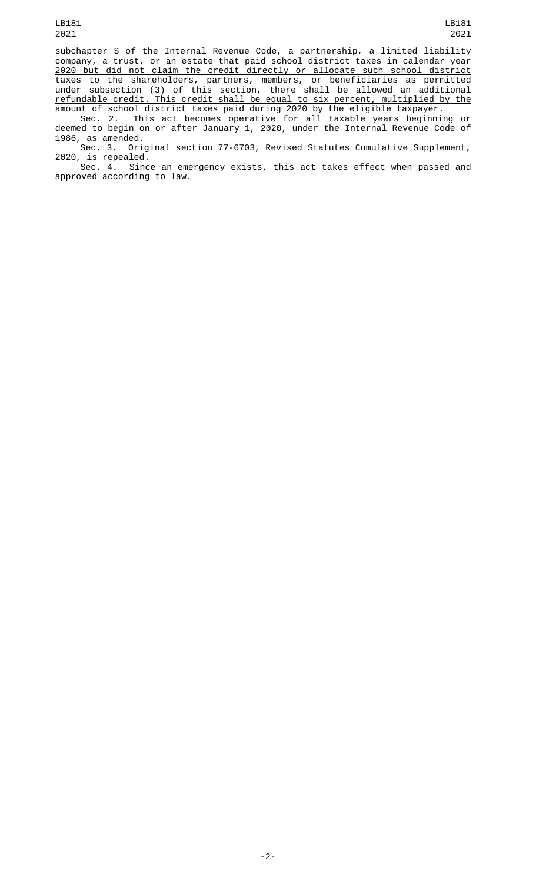subchapter S of the Internal Revenue Code, a partnership, a limited liability company, a trust, or an estate that paid school district taxes in calendar year 2020 but did not claim the credit directly or allocate such school district taxes to the shareholders, partners, members, or beneficiaries as permitted under subsection (3) of this section, there shall be allowed an additional refundable credit. This credit shall be equal to six percent, multiplied by the amount of school district taxes paid during 2020 by the eligible taxpayer.

Sec. 2. This act becomes operative for all taxable years beginning or deemed to begin on or after January 1, 2020, under the Internal Revenue Code of 1986, as amended.

Sec. 3. Original section 77-6703, Revised Statutes Cumulative Supplement, 2020, is repealed.

Sec. 4. Since an emergency exists, this act takes effect when passed and approved according to law.